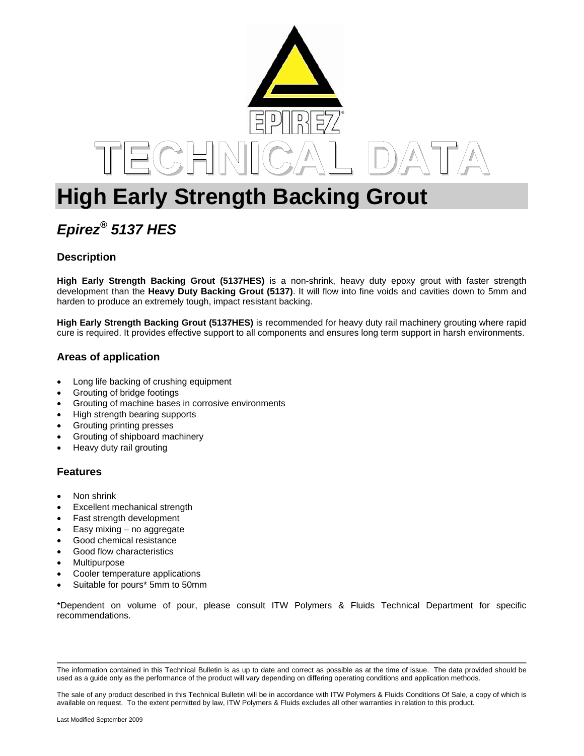EPIREZ®

TECHNICAL DATA

# High Early Strength Backing Grout

## *Epirez® 5137 HES*

### Description

**High Early Strength Backing Grout (5137HES)** is a non-shrink, heavy duty epoxy grout with faster strength development than the **Heavy Duty Backing Grout (5137)**. It will flow into fine voids and cavities down to 5mm and harden to produce an extremely tough, impact resistant backing.

**High Early Strength Backing Grout (5137HES)** is recommended for heavy duty rail machinery grouting where rapid cure is required. It provides effective support to all components and ensures long term support in harsh environments.

### Areas of application

- Long life backing of crushing equipment
- Grouting of bridge footings
- Grouting of machine bases in corrosive environments
- High strength bearing supports
- Grouting printing presses
- Grouting of shipboard machinery
- Heavy duty rail grouting

### Features

- Non shrink
- Excellent mechanical strength
- Fast strength development
- Easy mixing – no aggregate
- Good chemical resistance
- Good flow characteristics
- Multipurpose
- Cooler temperature applications
- Suitable for pours* 5mm to 50mm

*Dependent on volume of pour, please consult ITW Polymers & Fluids Technical Department for specific recommendations.

---

The information contained in this Technical Bulletin is as up to date and correct as possible as at the time of issue. The data provided should be used as a guide only as the performance of the product will vary depending on differing operating conditions and application methods.

The sale of any product described in this Technical Bulletin will be in accordance with ITW Polymers & Fluids Conditions Of Sale, a copy of which is available on request. To the extent permitted by law, ITW Polymers & Fluids excludes all other warranties in relation to this product.

Last Modified September 2009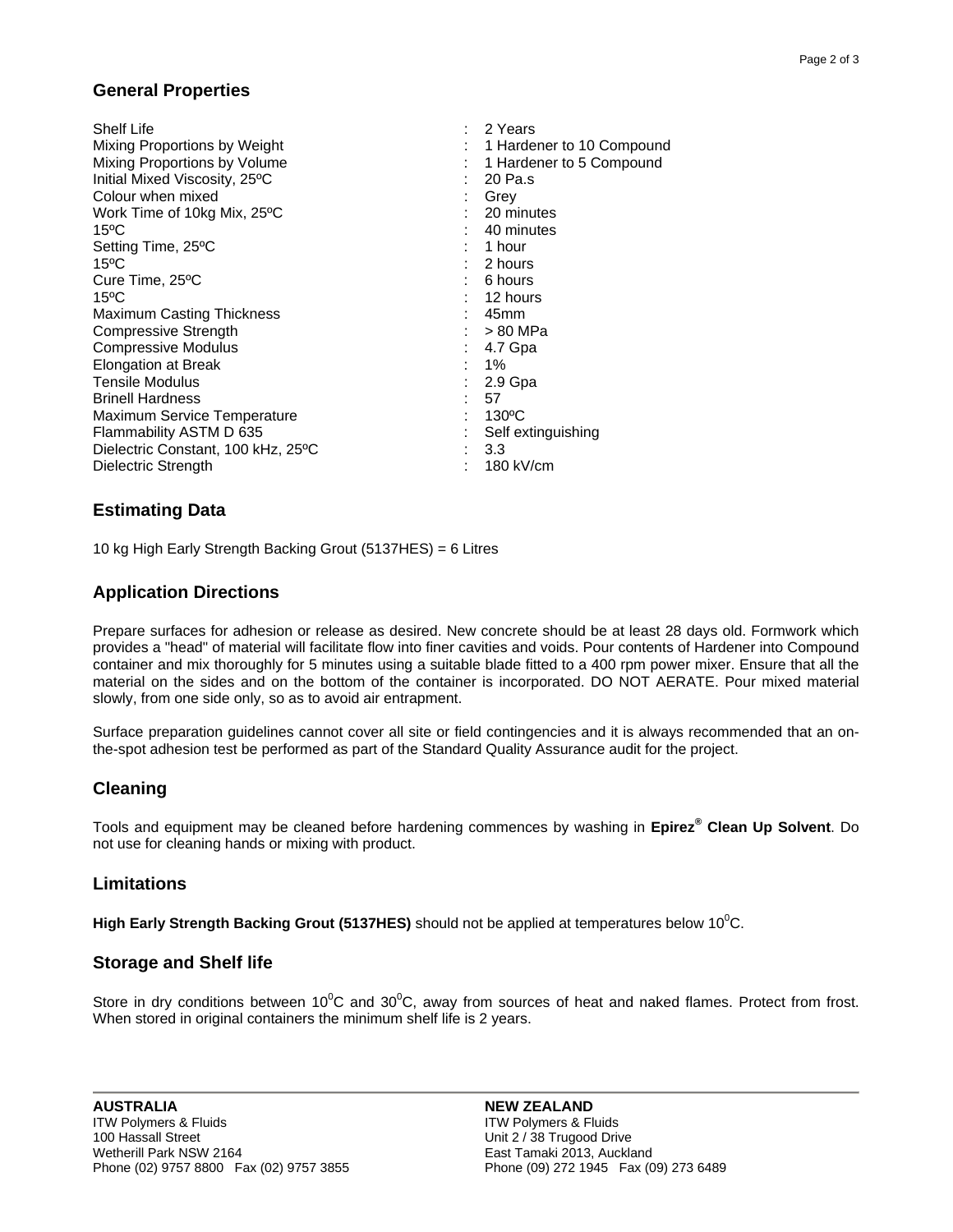## General Properties

| Property | | Value |
|---|---|---|
| Shelf Life | : | 2 Years |
| Mixing Proportions by Weight | : | 1 Hardener to 10 Compound |
| Mixing Proportions by Volume | : | 1 Hardener to 5 Compound |
| Initial Mixed Viscosity, 25ºC | : | 20 Pa.s |
| Colour when mixed | : | Grey |
| Work Time of 10kg Mix, 25ºC | : | 20 minutes |
| 15ºC | : | 40 minutes |
| Setting Time, 25ºC | : | 1 hour |
| 15ºC | : | 2 hours |
| Cure Time, 25ºC | : | 6 hours |
| 15ºC | : | 12 hours |
| Maximum Casting Thickness | : | 45mm |
| Compressive Strength | : | > 80 MPa |
| Compressive Modulus | : | 4.7 Gpa |
| Elongation at Break | : | 1% |
| Tensile Modulus | : | 2.9 Gpa |
| Brinell Hardness | : | 57 |
| Maximum Service Temperature | : | 130ºC |
| Flammability ASTM D 635 | : | Self extinguishing |
| Dielectric Constant, 100 kHz, 25ºC | : | 3.3 |
| Dielectric Strength | : | 180 kV/cm |

## Estimating Data

10 kg High Early Strength Backing Grout (5137HES) = 6 Litres

## Application Directions

Prepare surfaces for adhesion or release as desired. New concrete should be at least 28 days old. Formwork which provides a "head" of material will facilitate flow into finer cavities and voids. Pour contents of Hardener into Compound container and mix thoroughly for 5 minutes using a suitable blade fitted to a 400 rpm power mixer. Ensure that all the material on the sides and on the bottom of the container is incorporated. DO NOT AERATE. Pour mixed material slowly, from one side only, so as to avoid air entrapment.

Surface preparation guidelines cannot cover all site or field contingencies and it is always recommended that an on-the-spot adhesion test be performed as part of the Standard Quality Assurance audit for the project.

## Cleaning

Tools and equipment may be cleaned before hardening commences by washing in **Epirez® Clean Up Solvent**. Do not use for cleaning hands or mixing with product.

## Limitations

**High Early Strength Backing Grout (5137HES)** should not be applied at temperatures below 10$^{0}$C.

## Storage and Shelf life

Store in dry conditions between 10$^{0}$C and 30$^{0}$C, away from sources of heat and naked flames. Protect from frost. When stored in original containers the minimum shelf life is 2 years.

**AUSTRALIA**
ITW Polymers & Fluids
100 Hassall Street
Wetherill Park NSW 2164
Phone (02) 9757 8800 Fax (02) 9757 3855

**NEW ZEALAND**
ITW Polymers & Fluids
Unit 2 / 38 Trugood Drive
East Tamaki 2013, Auckland
Phone (09) 272 1945 Fax (09) 273 6489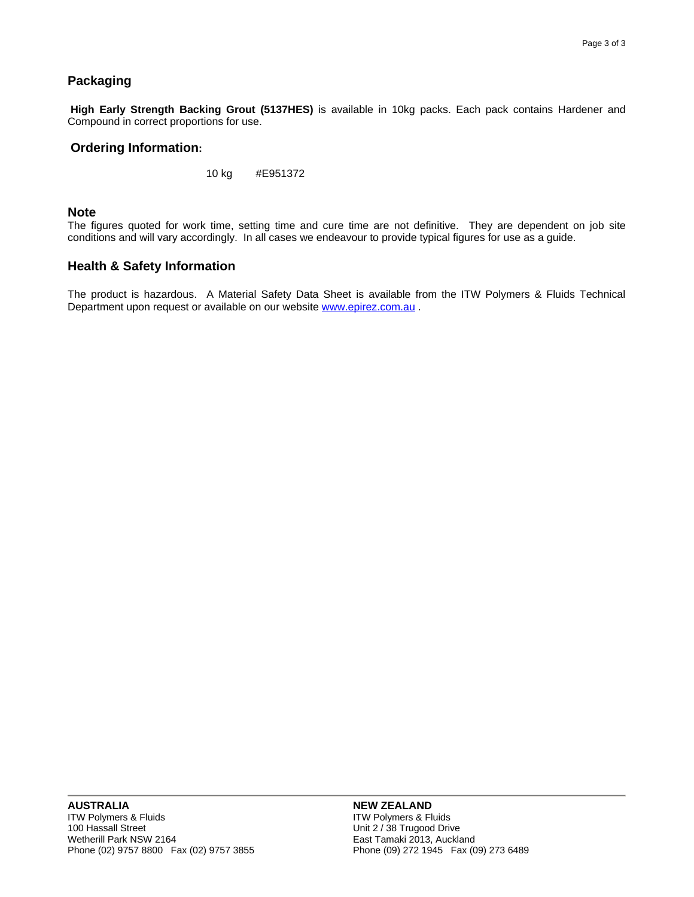## Packaging

**High Early Strength Backing Grout (5137HES)** is available in 10kg packs. Each pack contains Hardener and Compound in correct proportions for use.

## Ordering Information:

10 kg #E951372

## Note

The figures quoted for work time, setting time and cure time are not definitive. They are dependent on job site conditions and will vary accordingly. In all cases we endeavour to provide typical figures for use as a guide.

## Health & Safety Information

The product is hazardous. A Material Safety Data Sheet is available from the ITW Polymers & Fluids Technical Department upon request or available on our website www.epirez.com.au .

**AUSTRALIA**
ITW Polymers & Fluids
100 Hassall Street
Wetherill Park NSW 2164
Phone (02) 9757 8800 Fax (02) 9757 3855

**NEW ZEALAND**
ITW Polymers & Fluids
Unit 2 / 38 Trugood Drive
East Tamaki 2013, Auckland
Phone (09) 272 1945 Fax (09) 273 6489